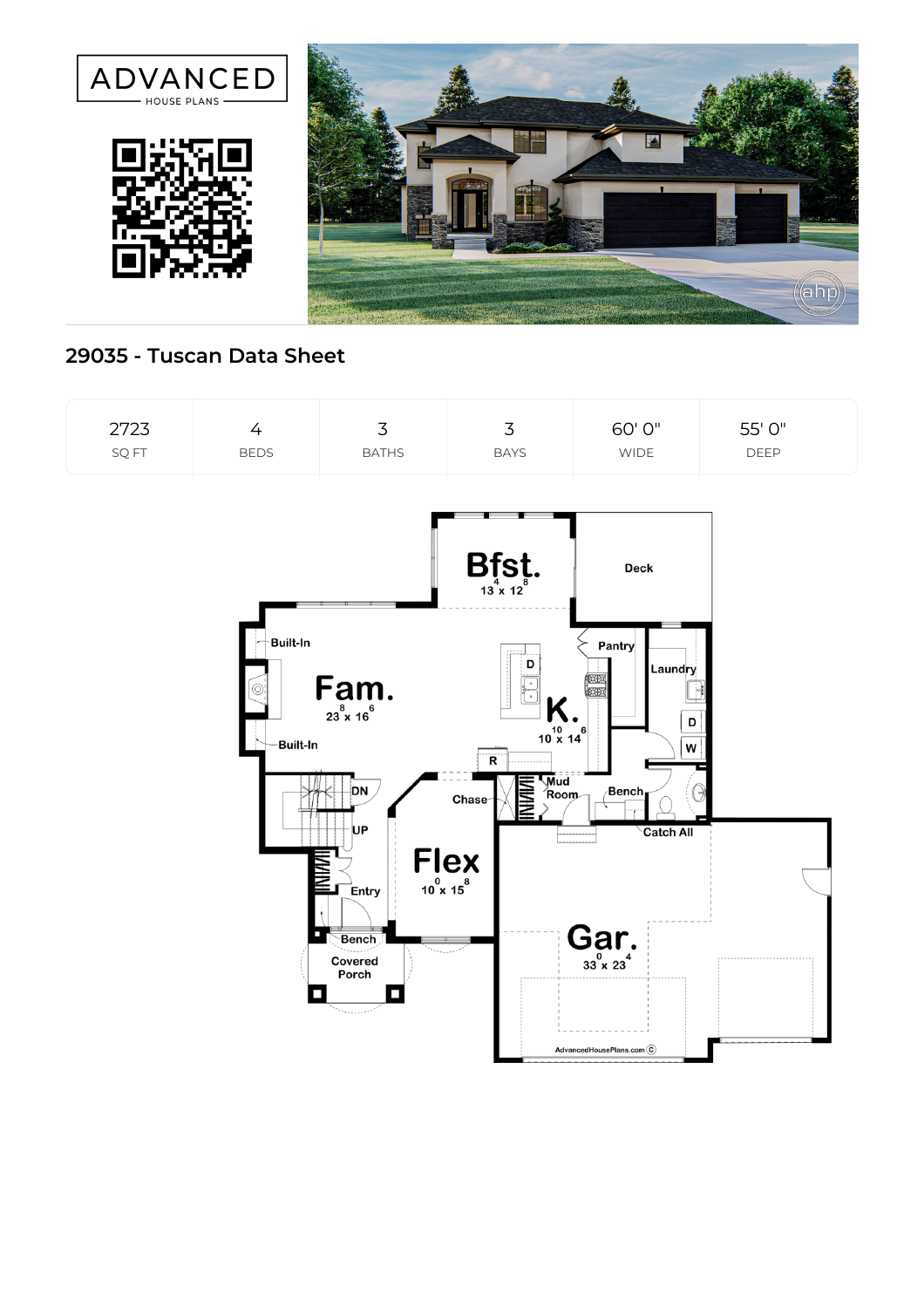ADVANCED HOUSE PLANS

## 29035 - Tuscan Data Sheet

| 2723 | 4 | 3 | 3 | 60' 0" | 55' 0" |
|---|---|---|---|---|---|
| SQ FT | BEDS | BATHS | BAYS | WIDE | DEEP |

Bfst. 13^4 x 12^8

Deck

Built-In

Pantry

Laundry

Fam. 23^8 x 16^6

K. 10^10 x 14^6

Built-In

D

W

R

DN

Mud Room

Chase

Bench

UP

Catch All

Flex 10^0 x 15^8

Entry

Gar. 33^0 x 23^4

Bench

Covered Porch

AdvancedHousePlans.com ©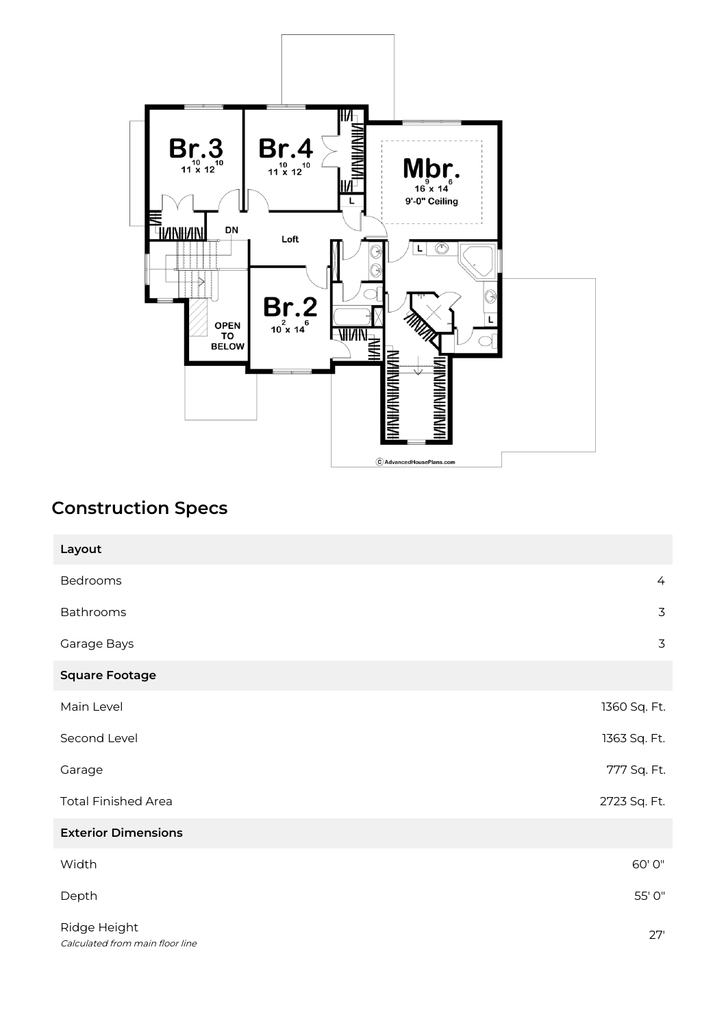## Construction Specs

| Layout | |
|---|---|
| Bedrooms | 4 |
| Bathrooms | 3 |
| Garage Bays | 3 |
| **Square Footage** | |
| Main Level | 1360 Sq. Ft. |
| Second Level | 1363 Sq. Ft. |
| Garage | 777 Sq. Ft. |
| Total Finished Area | 2723 Sq. Ft. |
| **Exterior Dimensions** | |
| Width | 60' 0" |
| Depth | 55' 0" |
| Ridge Height *Calculated from main floor line* | 27' |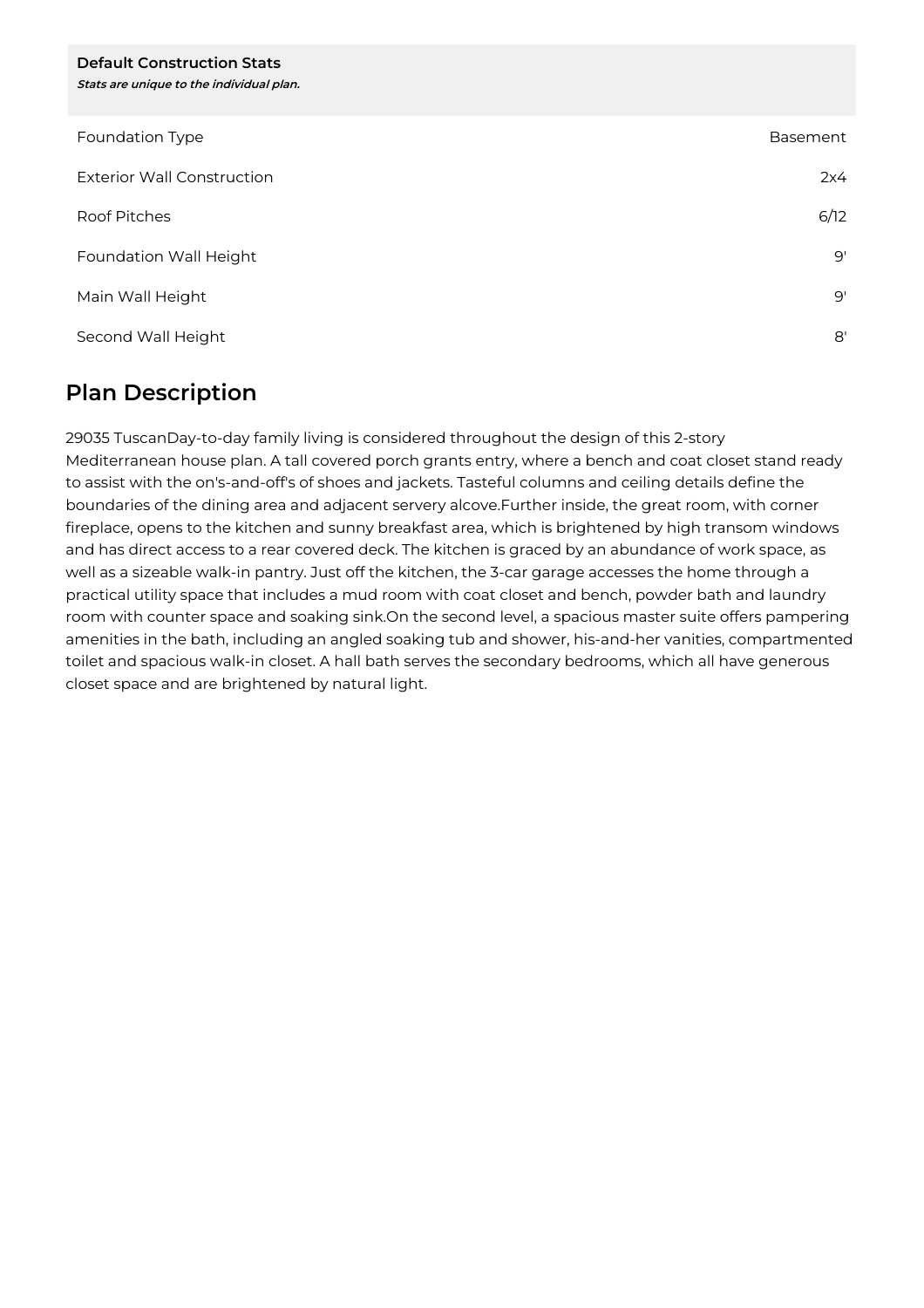| **Default Construction Stats**<br>***Stats are unique to the individual plan.*** | |
| --- | --- |
| Foundation Type | Basement |
| Exterior Wall Construction | 2x4 |
| Roof Pitches | 6/12 |
| Foundation Wall Height | 9' |
| Main Wall Height | 9' |
| Second Wall Height | 8' |

## Plan Description

29035 TuscanDay-to-day family living is considered throughout the design of this 2-story Mediterranean house plan. A tall covered porch grants entry, where a bench and coat closet stand ready to assist with the on's-and-off's of shoes and jackets. Tasteful columns and ceiling details define the boundaries of the dining area and adjacent servery alcove.Further inside, the great room, with corner fireplace, opens to the kitchen and sunny breakfast area, which is brightened by high transom windows and has direct access to a rear covered deck. The kitchen is graced by an abundance of work space, as well as a sizeable walk-in pantry. Just off the kitchen, the 3-car garage accesses the home through a practical utility space that includes a mud room with coat closet and bench, powder bath and laundry room with counter space and soaking sink.On the second level, a spacious master suite offers pampering amenities in the bath, including an angled soaking tub and shower, his-and-her vanities, compartmented toilet and spacious walk-in closet. A hall bath serves the secondary bedrooms, which all have generous closet space and are brightened by natural light.